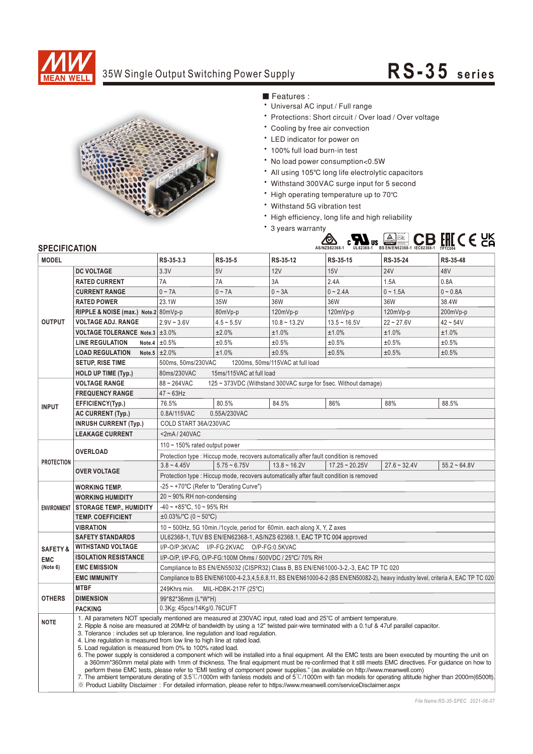# MEAN WELL

## 35W Single Output Switching Power Supply

# RS-35 series

■ Features :

- Universal AC input / Full range
- Protections: Short circuit / Over load / Over voltage
- Cooling by free air convection
- LED indicator for power on
- 100% full load burn-in test
- No load power consumption<0.5W
- All using 105℃ long life electrolytic capacitors
- Withstand 300VAC surge input for 5 second
- High operating temperature up to 70℃
- Withstand 5G vibration test
- High efficiency, long life and high reliability
- 3 years warranty

AS/NZS62368-1　UL62368-1　BS EN/EN62368-1　IEC62368-1　TPTC004

## SPECIFICATION

| MODEL | | RS-35-3.3 | RS-35-5 | RS-35-12 | RS-35-15 | RS-35-24 | RS-35-48 |
|---|---|---|---|---|---|---|---|
| OUTPUT | DC VOLTAGE | 3.3V | 5V | 12V | 15V | 24V | 48V |
| | RATED CURRENT | 7A | 7A | 3A | 2.4A | 1.5A | 0.8A |
| | CURRENT RANGE | 0 ~ 7A | 0 ~ 7A | 0 ~ 3A | 0 ~ 2.4A | 0 ~ 1.5A | 0 ~ 0.8A |
| | RATED POWER | 23.1W | 35W | 36W | 36W | 36W | 38.4W |
| | RIPPLE & NOISE (max.) Note.2 | 80mVp-p | 80mVp-p | 120mVp-p | 120mVp-p | 120mVp-p | 200mVp-p |
| | VOLTAGE ADJ. RANGE | 2.9V ~ 3.6V | 4.5 ~ 5.5V | 10.8 ~ 13.2V | 13.5 ~ 16.5V | 22 ~ 27.6V | 42 ~ 54V |
| | VOLTAGE TOLERANCE Note.3 | ±3.0% | ±2.0% | ±1.0% | ±1.0% | ±1.0% | ±1.0% |
| | LINE REGULATION Note.4 | ±0.5% | ±0.5% | ±0.5% | ±0.5% | ±0.5% | ±0.5% |
| | LOAD REGULATION Note.5 | ±2.0% | ±1.0% | ±0.5% | ±0.5% | ±0.5% | ±0.5% |
| | SETUP, RISE TIME | 500ms, 50ms/230VAC　　1200ms, 50ms/115VAC at full load | | | | | |
| | HOLD UP TIME (Typ.) | 80ms/230VAC　　15ms/115VAC at full load | | | | | |
| INPUT | VOLTAGE RANGE | 88 ~ 264VAC　　125 ~ 373VDC (Withstand 300VAC surge for 5sec. Without damage) | | | | | |
| | FREQUENCY RANGE | 47 ~ 63Hz | | | | | |
| | EFFICIENCY(Typ.) | 76.5% | 80.5% | 84.5% | 86% | 88% | 88.5% |
| | AC CURRENT (Typ.) | 0.8A/115VAC　　0.55A/230VAC | | | | | |
| | INRUSH CURRENT (Typ.) | COLD START 36A/230VAC | | | | | |
| | LEAKAGE CURRENT | <2mA / 240VAC | | | | | |
| PROTECTION | OVERLOAD | 110 ~ 150% rated output power | | | | | |
| | | Protection type : Hiccup mode, recovers automatically after fault condition is removed | | | | | |
| | OVER VOLTAGE | 3.8 ~ 4.45V | 5.75 ~ 6.75V | 13.8 ~ 16.2V | 17.25 ~ 20.25V | 27.6 ~ 32.4V | 55.2 ~ 64.8V |
| | | Protection type : Hiccup mode, recovers automatically after fault condition is removed | | | | | |
| ENVIRONMENT | WORKING TEMP. | -25 ~ +70℃ (Refer to "Derating Curve") | | | | | |
| | WORKING HUMIDITY | 20 ~ 90% RH non-condensing | | | | | |
| | STORAGE TEMP., HUMIDITY | -40 ~ +85℃, 10 ~ 95% RH | | | | | |
| | TEMP. COEFFICIENT | ±0.03%/℃ (0 ~ 50℃) | | | | | |
| | VIBRATION | 10 ~ 500Hz, 5G 10min./1cycle, period for 60min. each along X, Y, Z axes | | | | | |
| SAFETY & EMC (Note 6) | SAFETY STANDARDS | UL62368-1, TUV BS EN/EN62368-1, AS/NZS 62368.1, EAC TP TC 004 approved | | | | | |
| | WITHSTAND VOLTAGE | I/P-O/P:3KVAC　I/P-FG:2KVAC　O/P-FG:0.5KVAC | | | | | |
| | ISOLATION RESISTANCE | I/P-O/P, I/P-FG, O/P-FG:100M Ohms / 500VDC / 25℃/ 70% RH | | | | | |
| | EMC EMISSION | Compliance to BS EN/EN55032 (CISPR32) Class B, BS EN/EN61000-3-2,-3, EAC TP TC 020 | | | | | |
| | EMC IMMUNITY | Compliance to BS EN/EN61000-4-2,3,4,5,6,8,11, BS EN/EN61000-6-2 (BS EN/EN50082-2), heavy industry level, criteria A, EAC TP TC 020 | | | | | |
| OTHERS | MTBF | 249Khrs min.　MIL-HDBK-217F (25℃) | | | | | |
| | DIMENSION | 99*82*36mm (L*W*H) | | | | | |
| | PACKING | 0.3Kg; 45pcs/14Kg/0.76CUFT | | | | | |

**NOTE**

1. All parameters NOT specially mentioned are measured at 230VAC input, rated load and 25℃ of ambient temperature.
2. Ripple & noise are measured at 20MHz of bandwidth by using a 12" twisted pair-wire terminated with a 0.1uf & 47uf parallel capacitor.
3. Tolerance : includes set up tolerance, line regulation and load regulation.
4. Line regulation is measured from low line to high line at rated load.
5. Load regulation is measured from 0% to 100% rated load.
6. The power supply is considered a component which will be installed into a final equipment. All the EMC tests are been executed by mounting the unit on a 360mm*360mm metal plate with 1mm of thickness. The final equipment must be re-confirmed that it still meets EMC directives. For guidance on how to perform these EMC tests, please refer to "EMI testing of component power supplies." (as available on http://www.meanwell.com)
7. The ambient temperature derating of 3.5℃/1000m with fanless models and of 5℃/1000m with fan models for operating altitude higher than 2000m(6500ft).

※ Product Liability Disclaimer : For detailed information, please refer to https://www.meanwell.com/serviceDisclaimer.aspx

File Name:RS-35-SPEC 2021-06-07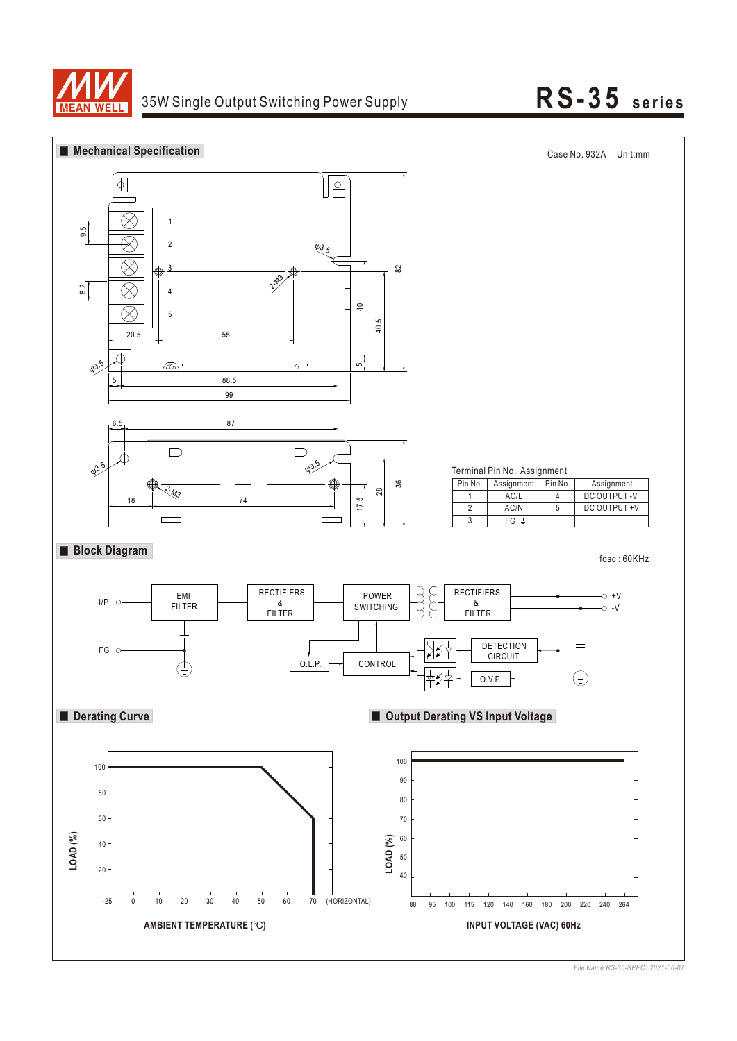# 35W Single Output Switching Power Supply

# RS-35 series

## Mechanical Specification

Case No. 932A Unit:mm

9.5
8.2
1
2
3
4
5
20.5
55
ψ3.5
2-M3
ψ3.5
5
88.5
99
82
40
40.5
5

6.5
87
ψ3.5
ψ3.5
2-M3
18
74
17.5
28
36

Terminal Pin No. Assignment

| Pin No. | Assignment | Pin No. | Assignment |
|---|---|---|---|
| 1 | AC/L | 4 | DC OUTPUT -V |
| 2 | AC/N | 5 | DC OUTPUT +V |
| 3 | FG ⏚ | | |

## Block Diagram

fosc : 60KHz

I/P
FG
EMI FILTER
RECTIFIERS & FILTER
POWER SWITCHING
RECTIFIERS & FILTER
+V
-V
O.L.P.
CONTROL
DETECTION CIRCUIT
O.V.P.

## Derating Curve

LOAD (%)
100
80
60
40
20
-25 0 10 20 30 40 50 60 70 (HORIZONTAL)
AMBIENT TEMPERATURE (℃)

## Output Derating VS Input Voltage

LOAD (%)
100
90
80
70
60
50
40
88 95 100 115 120 140 160 180 200 220 240 264
INPUT VOLTAGE (VAC) 60Hz

*File Name:RS-35-SPEC 2021-06-07*